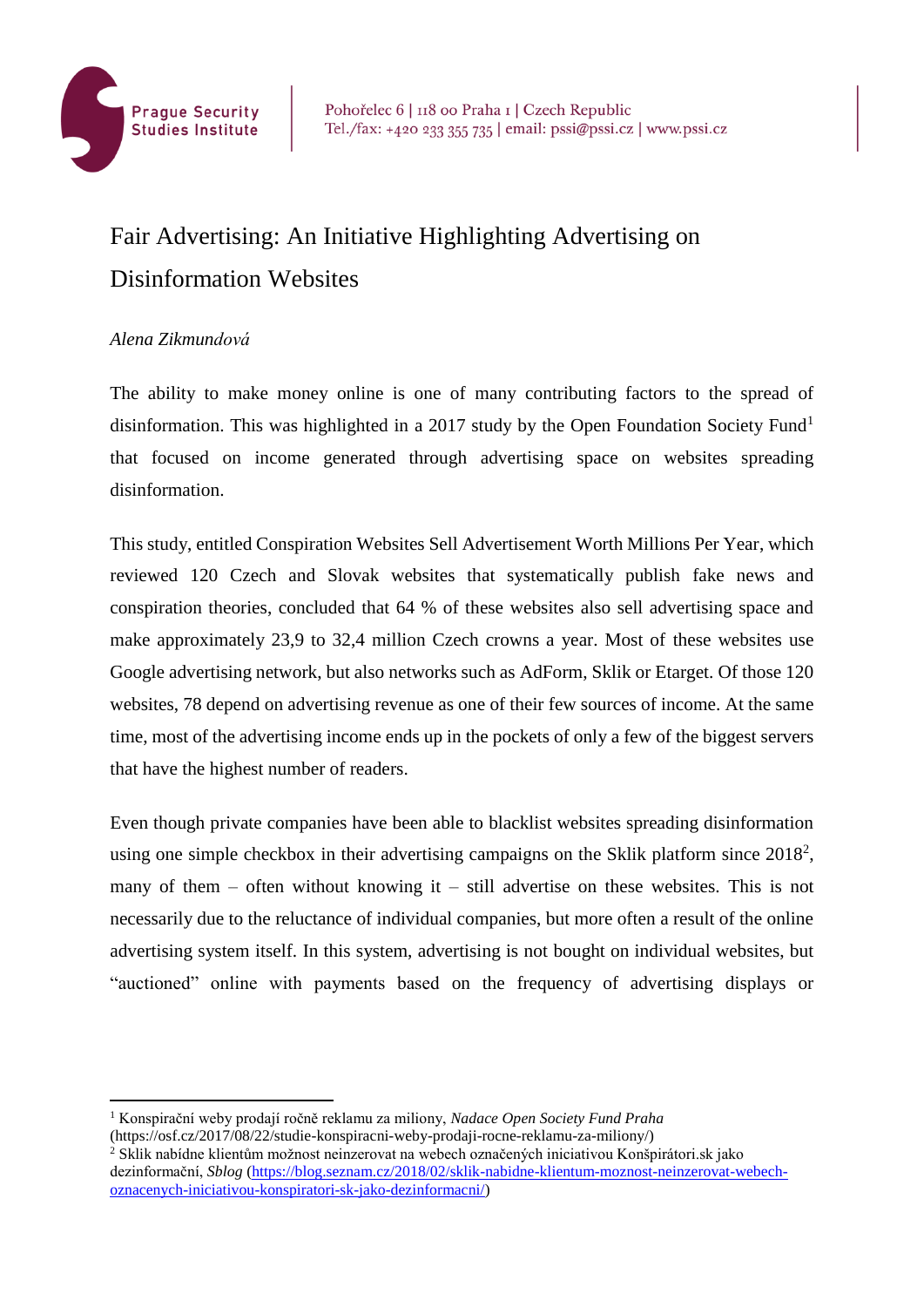Prague Security Studies Institute

Pohořelec 6 | 118 00 Praha 1 | Czech Republic
Tel./fax: +420 233 355 735 | email: pssi@pssi.cz | www.pssi.cz

# Fair Advertising: An Initiative Highlighting Advertising on Disinformation Websites

*Alena Zikmundová*

The ability to make money online is one of many contributing factors to the spread of disinformation. This was highlighted in a 2017 study by the Open Foundation Society Fund[1] that focused on income generated through advertising space on websites spreading disinformation.

This study, entitled Conspiration Websites Sell Advertisement Worth Millions Per Year, which reviewed 120 Czech and Slovak websites that systematically publish fake news and conspiration theories, concluded that 64 % of these websites also sell advertising space and make approximately 23,9 to 32,4 million Czech crowns a year. Most of these websites use Google advertising network, but also networks such as AdForm, Sklik or Etarget. Of those 120 websites, 78 depend on advertising revenue as one of their few sources of income. At the same time, most of the advertising income ends up in the pockets of only a few of the biggest servers that have the highest number of readers.

Even though private companies have been able to blacklist websites spreading disinformation using one simple checkbox in their advertising campaigns on the Sklik platform since 2018[2], many of them – often without knowing it – still advertise on these websites. This is not necessarily due to the reluctance of individual companies, but more often a result of the online advertising system itself. In this system, advertising is not bought on individual websites, but "auctioned" online with payments based on the frequency of advertising displays or

---

[1] Konspirační weby prodají ročně reklamu za miliony, *Nadace Open Society Fund Praha* (https://osf.cz/2017/08/22/studie-konspiracni-weby-prodaji-rocne-reklamu-za-miliony/)

[2] Sklik nabídne klientům možnost neinzerovat na webech označených iniciativou Konšpirátori.sk jako dezinformační, *Sblog* (https://blog.seznam.cz/2018/02/sklik-nabidne-klientum-moznost-neinzerovat-webech-oznacenych-iniciativou-konspiratori-sk-jako-dezinformacni/)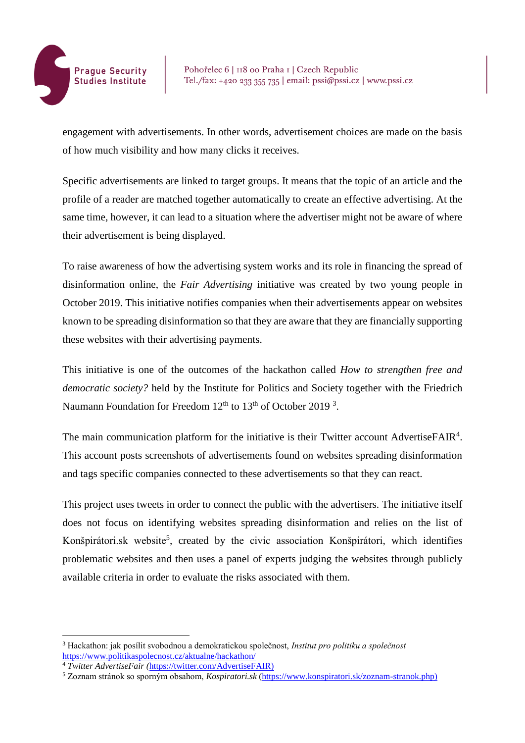engagement with advertisements. In other words, advertisement choices are made on the basis of how much visibility and how many clicks it receives.

Specific advertisements are linked to target groups. It means that the topic of an article and the profile of a reader are matched together automatically to create an effective advertising. At the same time, however, it can lead to a situation where the advertiser might not be aware of where their advertisement is being displayed.

To raise awareness of how the advertising system works and its role in financing the spread of disinformation online, the *Fair Advertising* initiative was created by two young people in October 2019. This initiative notifies companies when their advertisements appear on websites known to be spreading disinformation so that they are aware that they are financially supporting these websites with their advertising payments.

This initiative is one of the outcomes of the hackathon called *How to strengthen free and democratic society?* held by the Institute for Politics and Society together with the Friedrich Naumann Foundation for Freedom 12th to 13th of October 2019 [3].

The main communication platform for the initiative is their Twitter account AdvertiseFAIR[4]. This account posts screenshots of advertisements found on websites spreading disinformation and tags specific companies connected to these advertisements so that they can react.

This project uses tweets in order to connect the public with the advertisers. The initiative itself does not focus on identifying websites spreading disinformation and relies on the list of Konšpirátori.sk website[5], created by the civic association Konšpirátori, which identifies problematic websites and then uses a panel of experts judging the websites through publicly available criteria in order to evaluate the risks associated with them.

---

[3] Hackathon: jak posílit svobodnou a demokratickou společnost, *Institut pro politiku a společnost* https://www.politikaspolecnost.cz/aktualne/hackathon/

[4] *Twitter AdvertiseFair (*https://twitter.com/AdvertiseFAIR)

[5] Zoznam stránok so sporným obsahom, *Kospiratori.sk* (https://www.konspiratori.sk/zoznam-stranok.php)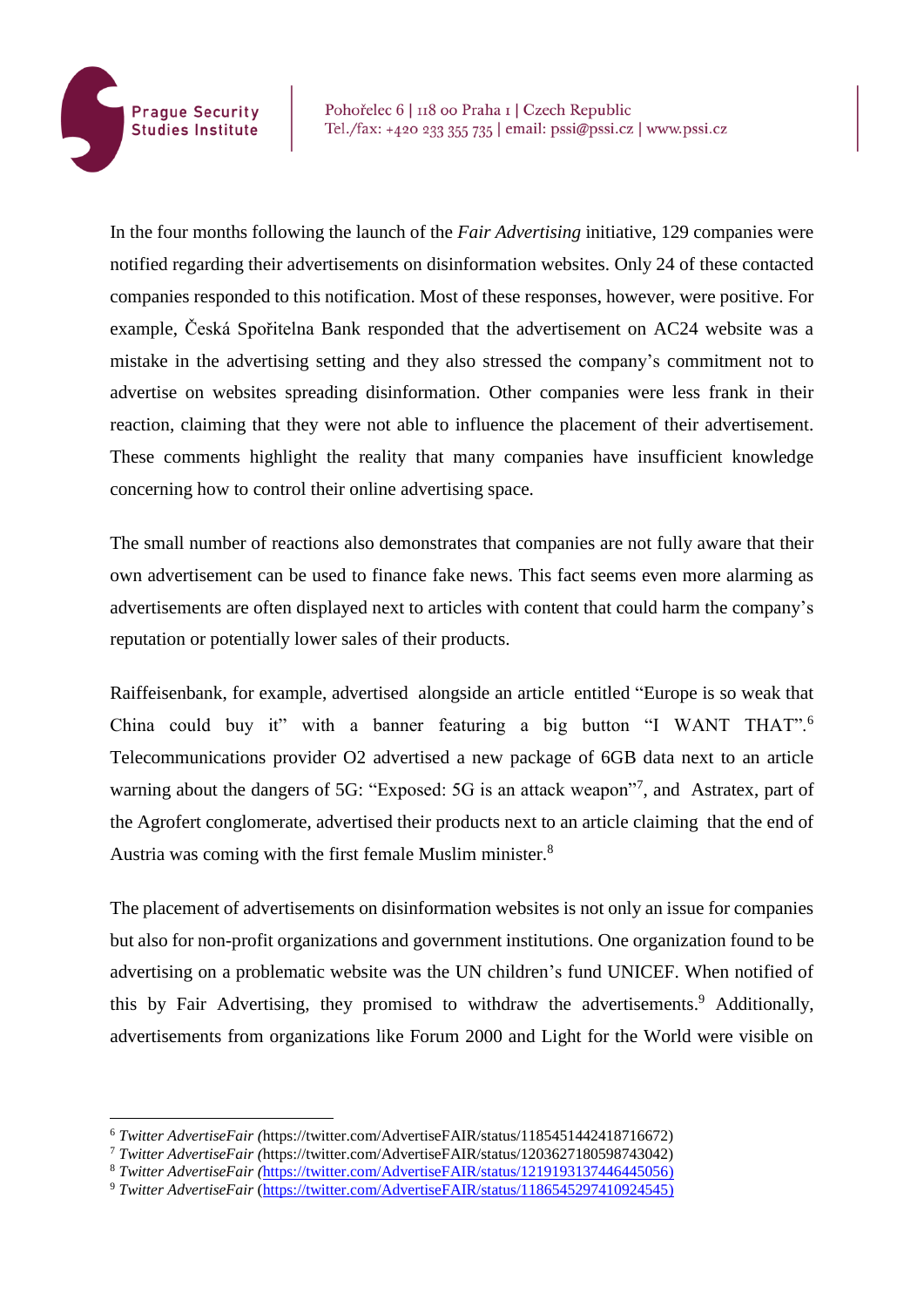In the four months following the launch of the *Fair Advertising* initiative, 129 companies were notified regarding their advertisements on disinformation websites. Only 24 of these contacted companies responded to this notification. Most of these responses, however, were positive. For example, Česká Spořitelna Bank responded that the advertisement on AC24 website was a mistake in the advertising setting and they also stressed the company's commitment not to advertise on websites spreading disinformation. Other companies were less frank in their reaction, claiming that they were not able to influence the placement of their advertisement. These comments highlight the reality that many companies have insufficient knowledge concerning how to control their online advertising space.

The small number of reactions also demonstrates that companies are not fully aware that their own advertisement can be used to finance fake news. This fact seems even more alarming as advertisements are often displayed next to articles with content that could harm the company's reputation or potentially lower sales of their products.

Raiffeisenbank, for example, advertised alongside an article entitled "Europe is so weak that China could buy it" with a banner featuring a big button "I WANT THAT".[6] Telecommunications provider O2 advertised a new package of 6GB data next to an article warning about the dangers of 5G: "Exposed: 5G is an attack weapon"[7], and Astratex, part of the Agrofert conglomerate, advertised their products next to an article claiming that the end of Austria was coming with the first female Muslim minister.[8]

The placement of advertisements on disinformation websites is not only an issue for companies but also for non-profit organizations and government institutions. One organization found to be advertising on a problematic website was the UN children's fund UNICEF. When notified of this by Fair Advertising, they promised to withdraw the advertisements.[9] Additionally, advertisements from organizations like Forum 2000 and Light for the World were visible on

---

[6] *Twitter AdvertiseFair (*https://twitter.com/AdvertiseFAIR/status/1185451442418716672)

[7] *Twitter AdvertiseFair (*https://twitter.com/AdvertiseFAIR/status/1203627180598743042)

[8] *Twitter AdvertiseFair (*https://twitter.com/AdvertiseFAIR/status/1219193137446445056)

[9] *Twitter AdvertiseFair* (https://twitter.com/AdvertiseFAIR/status/1186545297410924545)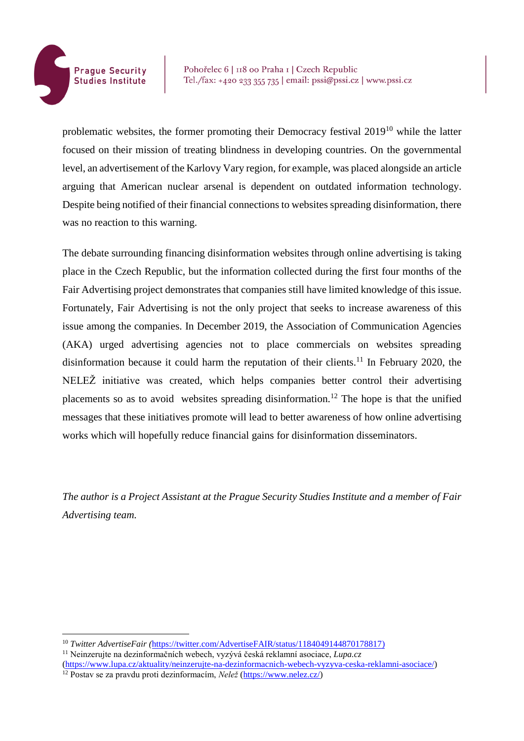problematic websites, the former promoting their Democracy festival 2019[10] while the latter focused on their mission of treating blindness in developing countries. On the governmental level, an advertisement of the Karlovy Vary region, for example, was placed alongside an article arguing that American nuclear arsenal is dependent on outdated information technology. Despite being notified of their financial connections to websites spreading disinformation, there was no reaction to this warning.

The debate surrounding financing disinformation websites through online advertising is taking place in the Czech Republic, but the information collected during the first four months of the Fair Advertising project demonstrates that companies still have limited knowledge of this issue. Fortunately, Fair Advertising is not the only project that seeks to increase awareness of this issue among the companies. In December 2019, the Association of Communication Agencies (AKA) urged advertising agencies not to place commercials on websites spreading disinformation because it could harm the reputation of their clients.[11] In February 2020, the NELEŽ initiative was created, which helps companies better control their advertising placements so as to avoid websites spreading disinformation.[12] The hope is that the unified messages that these initiatives promote will lead to better awareness of how online advertising works which will hopefully reduce financial gains for disinformation disseminators.

*The author is a Project Assistant at the Prague Security Studies Institute and a member of Fair Advertising team.*

---

[10] *Twitter AdvertiseFair* (https://twitter.com/AdvertiseFAIR/status/1184049144870178817)

[11] Neinzerujte na dezinformačních webech, vyzývá česká reklamní asociace, *Lupa.cz* (https://www.lupa.cz/aktuality/neinzerujte-na-dezinformacnich-webech-vyzyva-ceska-reklamni-asociace/)

[12] Postav se za pravdu proti dezinformacím, *Nelež* (https://www.nelez.cz/)